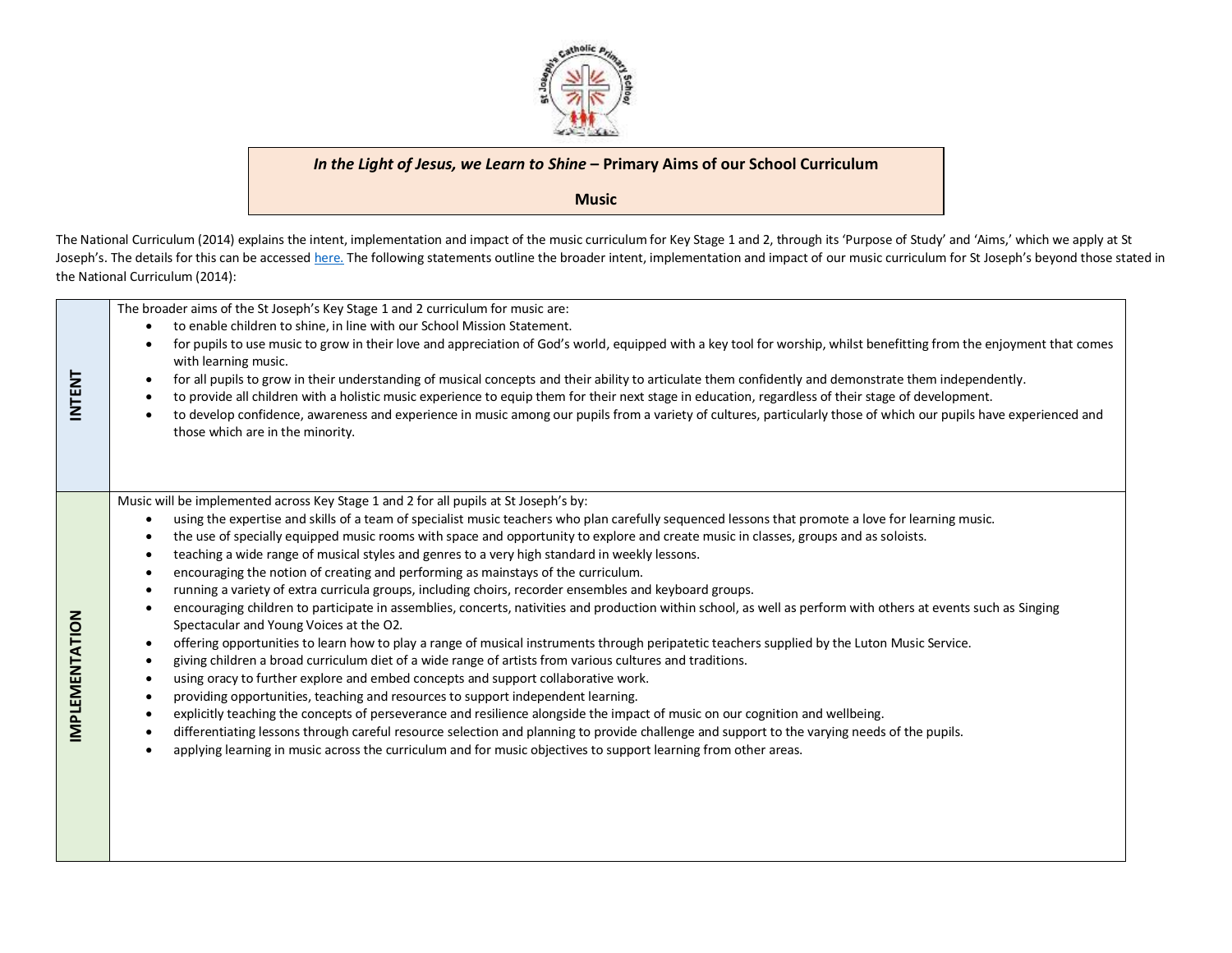**_In the Light of Jesus, we Learn to Shine_ – Primary Aims of our School Curriculum**

**Music**

The National Curriculum (2014) explains the intent, implementation and impact of the music curriculum for Key Stage 1 and 2, through its 'Purpose of Study' and 'Aims,' which we apply at St Joseph's. The details for this can be accessed here. The following statements outline the broader intent, implementation and impact of our music curriculum for St Joseph's beyond those stated in the National Curriculum (2014):

| | |
|---|---|
| **INTENT** | The broader aims of the St Joseph's Key Stage 1 and 2 curriculum for music are:<br>• to enable children to shine, in line with our School Mission Statement.<br>• for pupils to use music to grow in their love and appreciation of God's world, equipped with a key tool for worship, whilst benefitting from the enjoyment that comes with learning music.<br>• for all pupils to grow in their understanding of musical concepts and their ability to articulate them confidently and demonstrate them independently.<br>• to provide all children with a holistic music experience to equip them for their next stage in education, regardless of their stage of development.<br>• to develop confidence, awareness and experience in music among our pupils from a variety of cultures, particularly those of which our pupils have experienced and those which are in the minority. |
| **IMPLEMENTATION** | Music will be implemented across Key Stage 1 and 2 for all pupils at St Joseph's by:<br>• using the expertise and skills of a team of specialist music teachers who plan carefully sequenced lessons that promote a love for learning music.<br>• the use of specially equipped music rooms with space and opportunity to explore and create music in classes, groups and as soloists.<br>• teaching a wide range of musical styles and genres to a very high standard in weekly lessons.<br>• encouraging the notion of creating and performing as mainstays of the curriculum.<br>• running a variety of extra curricula groups, including choirs, recorder ensembles and keyboard groups.<br>• encouraging children to participate in assemblies, concerts, nativities and production within school, as well as perform with others at events such as Singing Spectacular and Young Voices at the O2.<br>• offering opportunities to learn how to play a range of musical instruments through peripatetic teachers supplied by the Luton Music Service.<br>• giving children a broad curriculum diet of a wide range of artists from various cultures and traditions.<br>• using oracy to further explore and embed concepts and support collaborative work.<br>• providing opportunities, teaching and resources to support independent learning.<br>• explicitly teaching the concepts of perseverance and resilience alongside the impact of music on our cognition and wellbeing.<br>• differentiating lessons through careful resource selection and planning to provide challenge and support to the varying needs of the pupils.<br>• applying learning in music across the curriculum and for music objectives to support learning from other areas. |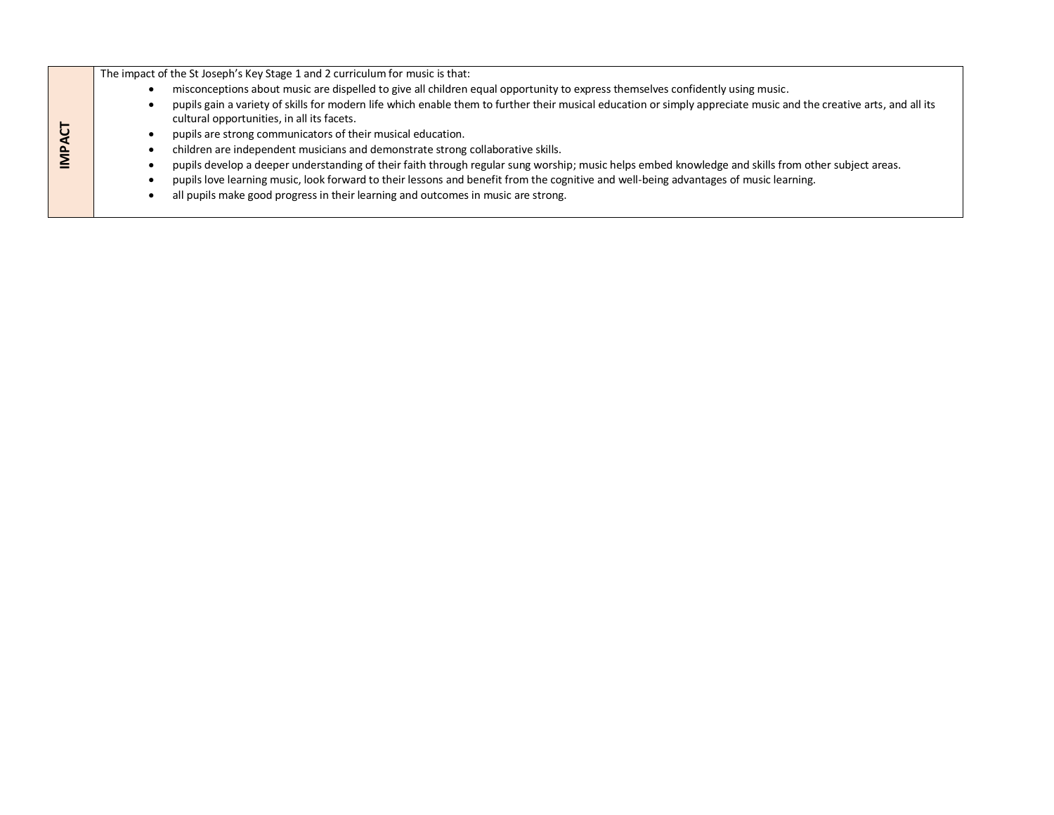| | |
|---|---|
| **IMPACT** | The impact of the St Joseph's Key Stage 1 and 2 curriculum for music is that:<br>• misconceptions about music are dispelled to give all children equal opportunity to express themselves confidently using music.<br>• pupils gain a variety of skills for modern life which enable them to further their musical education or simply appreciate music and the creative arts, and all its cultural opportunities, in all its facets.<br>• pupils are strong communicators of their musical education.<br>• children are independent musicians and demonstrate strong collaborative skills.<br>• pupils develop a deeper understanding of their faith through regular sung worship; music helps embed knowledge and skills from other subject areas.<br>• pupils love learning music, look forward to their lessons and benefit from the cognitive and well-being advantages of music learning.<br>• all pupils make good progress in their learning and outcomes in music are strong. |